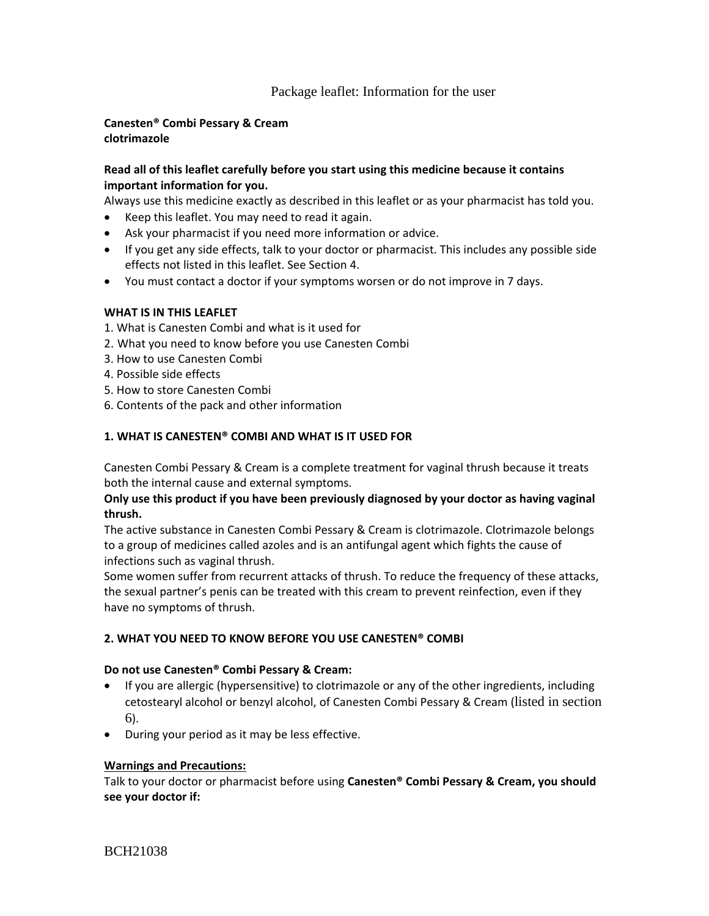Package leaflet: Information for the user

**Canesten® Combi Pessary & Cream**
**clotrimazole**

**Read all of this leaflet carefully before you start using this medicine because it contains important information for you.**
Always use this medicine exactly as described in this leaflet or as your pharmacist has told you.

- Keep this leaflet. You may need to read it again.
- Ask your pharmacist if you need more information or advice.
- If you get any side effects, talk to your doctor or pharmacist. This includes any possible side effects not listed in this leaflet. See Section 4.
- You must contact a doctor if your symptoms worsen or do not improve in 7 days.

**WHAT IS IN THIS LEAFLET**

1. What is Canesten Combi and what is it used for
2. What you need to know before you use Canesten Combi
3. How to use Canesten Combi
4. Possible side effects
5. How to store Canesten Combi
6. Contents of the pack and other information

## 1. WHAT IS CANESTEN® COMBI AND WHAT IS IT USED FOR

Canesten Combi Pessary & Cream is a complete treatment for vaginal thrush because it treats both the internal cause and external symptoms.
**Only use this product if you have been previously diagnosed by your doctor as having vaginal thrush.**
The active substance in Canesten Combi Pessary & Cream is clotrimazole. Clotrimazole belongs to a group of medicines called azoles and is an antifungal agent which fights the cause of infections such as vaginal thrush.
Some women suffer from recurrent attacks of thrush. To reduce the frequency of these attacks, the sexual partner's penis can be treated with this cream to prevent reinfection, even if they have no symptoms of thrush.

## 2. WHAT YOU NEED TO KNOW BEFORE YOU USE CANESTEN® COMBI

**Do not use Canesten® Combi Pessary & Cream:**

- If you are allergic (hypersensitive) to clotrimazole or any of the other ingredients, including cetostearyl alcohol or benzyl alcohol, of Canesten Combi Pessary & Cream (listed in section 6).
- During your period as it may be less effective.

**Warnings and Precautions:**
Talk to your doctor or pharmacist before using **Canesten® Combi Pessary & Cream, you should see your doctor if:**

BCH21038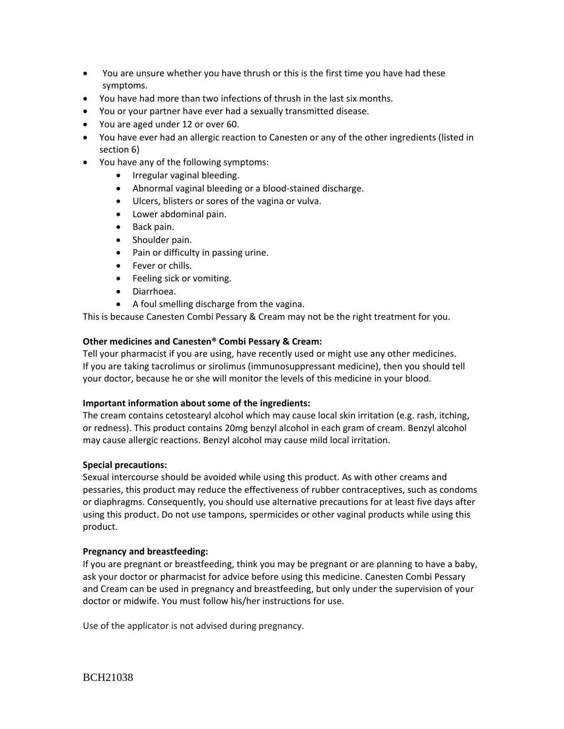- You are unsure whether you have thrush or this is the first time you have had these symptoms.
- You have had more than two infections of thrush in the last six months.
- You or your partner have ever had a sexually transmitted disease.
- You are aged under 12 or over 60.
- You have ever had an allergic reaction to Canesten or any of the other ingredients (listed in section 6)
- You have any of the following symptoms:
    - Irregular vaginal bleeding.
    - Abnormal vaginal bleeding or a blood-stained discharge.
    - Ulcers, blisters or sores of the vagina or vulva.
    - Lower abdominal pain.
    - Back pain.
    - Shoulder pain.
    - Pain or difficulty in passing urine.
    - Fever or chills.
    - Feeling sick or vomiting.
    - Diarrhoea.
    - A foul smelling discharge from the vagina.

This is because Canesten Combi Pessary & Cream may not be the right treatment for you.

**Other medicines and Canesten® Combi Pessary & Cream:**
Tell your pharmacist if you are using, have recently used or might use any other medicines. If you are taking tacrolimus or sirolimus (immunosuppressant medicine), then you should tell your doctor, because he or she will monitor the levels of this medicine in your blood.

**Important information about some of the ingredients:**
The cream contains cetostearyl alcohol which may cause local skin irritation (e.g. rash, itching, or redness). This product contains 20mg benzyl alcohol in each gram of cream. Benzyl alcohol may cause allergic reactions. Benzyl alcohol may cause mild local irritation.

**Special precautions:**
Sexual intercourse should be avoided while using this product. As with other creams and pessaries, this product may reduce the effectiveness of rubber contraceptives, such as condoms or diaphragms. Consequently, you should use alternative precautions for at least five days after using this product. Do not use tampons, spermicides or other vaginal products while using this product.

**Pregnancy and breastfeeding:**
If you are pregnant or breastfeeding, think you may be pregnant or are planning to have a baby, ask your doctor or pharmacist for advice before using this medicine. Canesten Combi Pessary and Cream can be used in pregnancy and breastfeeding, but only under the supervision of your doctor or midwife. You must follow his/her instructions for use.

Use of the applicator is not advised during pregnancy.

BCH21038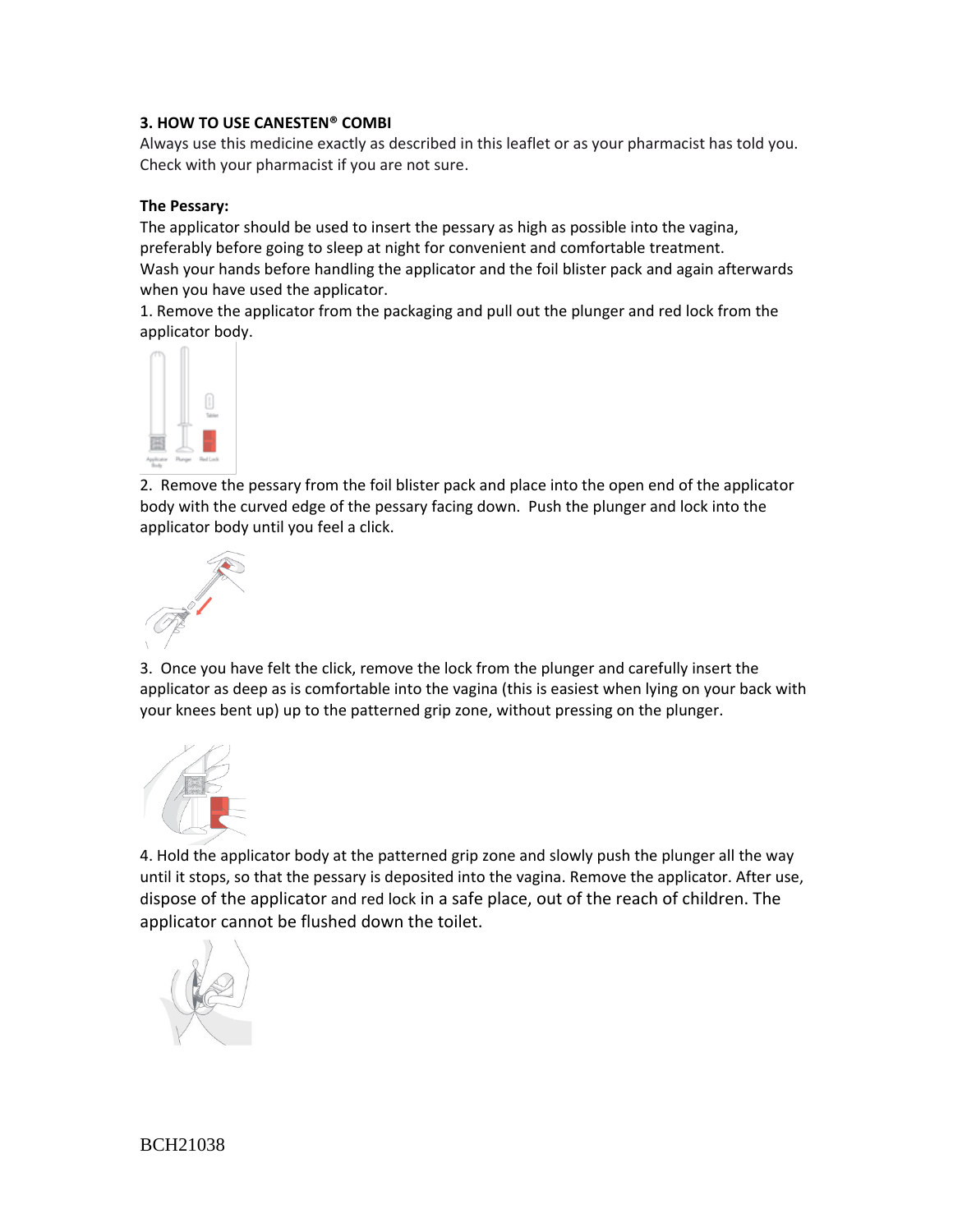**3. HOW TO USE CANESTEN® COMBI**

Always use this medicine exactly as described in this leaflet or as your pharmacist has told you. Check with your pharmacist if you are not sure.

**The Pessary:**

The applicator should be used to insert the pessary as high as possible into the vagina, preferably before going to sleep at night for convenient and comfortable treatment.
Wash your hands before handling the applicator and the foil blister pack and again afterwards when you have used the applicator.

1. Remove the applicator from the packaging and pull out the plunger and red lock from the applicator body.

2. Remove the pessary from the foil blister pack and place into the open end of the applicator body with the curved edge of the pessary facing down. Push the plunger and lock into the applicator body until you feel a click.

3. Once you have felt the click, remove the lock from the plunger and carefully insert the applicator as deep as is comfortable into the vagina (this is easiest when lying on your back with your knees bent up) up to the patterned grip zone, without pressing on the plunger.

4. Hold the applicator body at the patterned grip zone and slowly push the plunger all the way until it stops, so that the pessary is deposited into the vagina. Remove the applicator. After use, dispose of the applicator and red lock in a safe place, out of the reach of children. The applicator cannot be flushed down the toilet.

BCH21038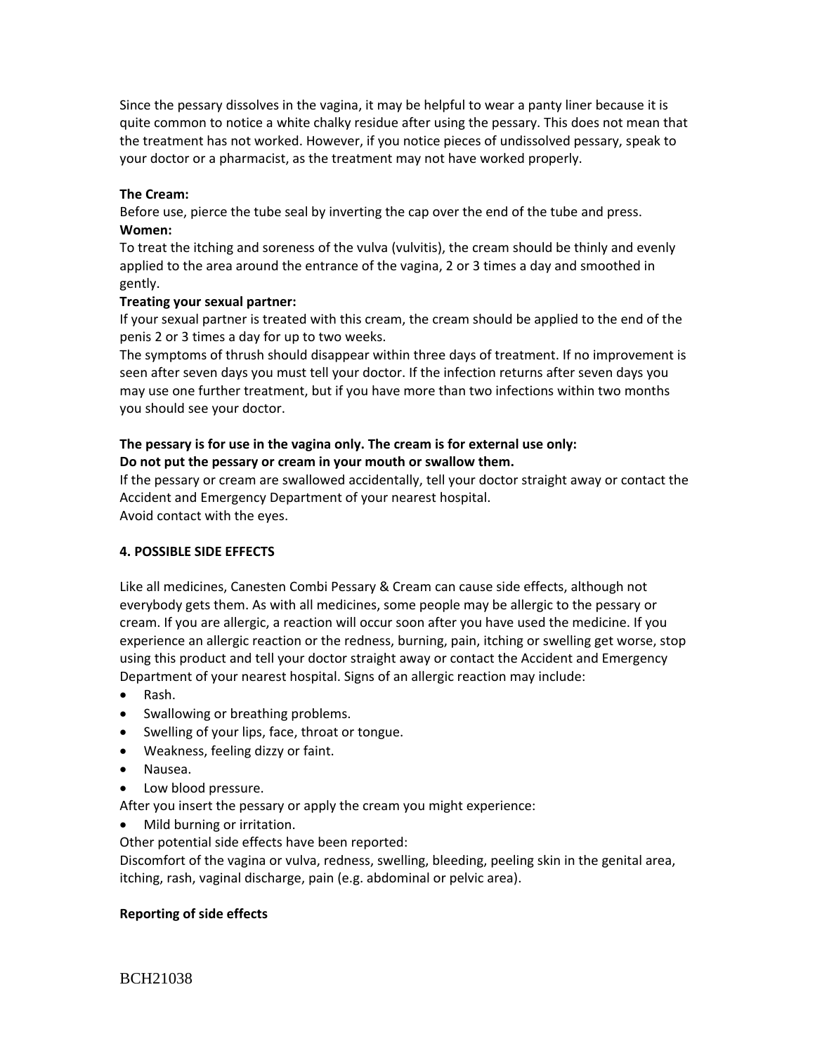Since the pessary dissolves in the vagina, it may be helpful to wear a panty liner because it is quite common to notice a white chalky residue after using the pessary. This does not mean that the treatment has not worked. However, if you notice pieces of undissolved pessary, speak to your doctor or a pharmacist, as the treatment may not have worked properly.

**The Cream:**

Before use, pierce the tube seal by inverting the cap over the end of the tube and press.

**Women:**

To treat the itching and soreness of the vulva (vulvitis), the cream should be thinly and evenly applied to the area around the entrance of the vagina, 2 or 3 times a day and smoothed in gently.

**Treating your sexual partner:**

If your sexual partner is treated with this cream, the cream should be applied to the end of the penis 2 or 3 times a day for up to two weeks.

The symptoms of thrush should disappear within three days of treatment. If no improvement is seen after seven days you must tell your doctor. If the infection returns after seven days you may use one further treatment, but if you have more than two infections within two months you should see your doctor.

**The pessary is for use in the vagina only. The cream is for external use only:**
**Do not put the pessary or cream in your mouth or swallow them.**

If the pessary or cream are swallowed accidentally, tell your doctor straight away or contact the Accident and Emergency Department of your nearest hospital.

Avoid contact with the eyes.

## 4. POSSIBLE SIDE EFFECTS

Like all medicines, Canesten Combi Pessary & Cream can cause side effects, although not everybody gets them. As with all medicines, some people may be allergic to the pessary or cream. If you are allergic, a reaction will occur soon after you have used the medicine. If you experience an allergic reaction or the redness, burning, pain, itching or swelling get worse, stop using this product and tell your doctor straight away or contact the Accident and Emergency Department of your nearest hospital. Signs of an allergic reaction may include:

- Rash.
- Swallowing or breathing problems.
- Swelling of your lips, face, throat or tongue.
- Weakness, feeling dizzy or faint.
- Nausea.
- Low blood pressure.

After you insert the pessary or apply the cream you might experience:

- Mild burning or irritation.

Other potential side effects have been reported:

Discomfort of the vagina or vulva, redness, swelling, bleeding, peeling skin in the genital area, itching, rash, vaginal discharge, pain (e.g. abdominal or pelvic area).

**Reporting of side effects**

BCH21038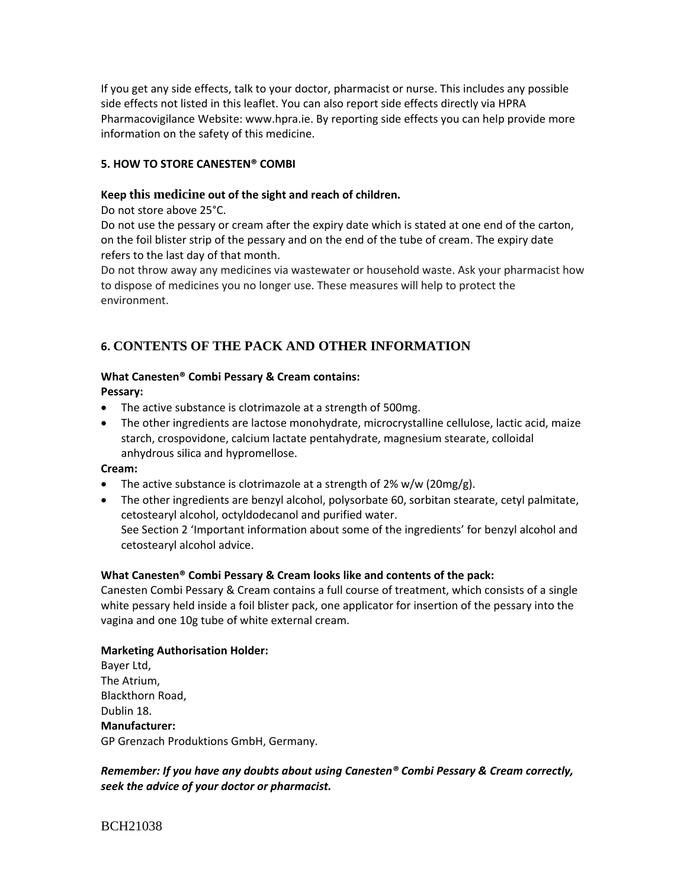If you get any side effects, talk to your doctor, pharmacist or nurse. This includes any possible side effects not listed in this leaflet. You can also report side effects directly via HPRA Pharmacovigilance Website: www.hpra.ie. By reporting side effects you can help provide more information on the safety of this medicine.

## 5. HOW TO STORE CANESTEN® COMBI

**Keep this medicine out of the sight and reach of children.**

Do not store above 25°C.

Do not use the pessary or cream after the expiry date which is stated at one end of the carton, on the foil blister strip of the pessary and on the end of the tube of cream. The expiry date refers to the last day of that month.

Do not throw away any medicines via wastewater or household waste. Ask your pharmacist how to dispose of medicines you no longer use. These measures will help to protect the environment.

## 6. CONTENTS OF THE PACK AND OTHER INFORMATION

**What Canesten® Combi Pessary & Cream contains:**

**Pessary:**

- The active substance is clotrimazole at a strength of 500mg.
- The other ingredients are lactose monohydrate, microcrystalline cellulose, lactic acid, maize starch, crospovidone, calcium lactate pentahydrate, magnesium stearate, colloidal anhydrous silica and hypromellose.

**Cream:**

- The active substance is clotrimazole at a strength of 2% w/w (20mg/g).
- The other ingredients are benzyl alcohol, polysorbate 60, sorbitan stearate, cetyl palmitate, cetostearyl alcohol, octyldodecanol and purified water.
  See Section 2 'Important information about some of the ingredients' for benzyl alcohol and cetostearyl alcohol advice.

**What Canesten® Combi Pessary & Cream looks like and contents of the pack:**

Canesten Combi Pessary & Cream contains a full course of treatment, which consists of a single white pessary held inside a foil blister pack, one applicator for insertion of the pessary into the vagina and one 10g tube of white external cream.

**Marketing Authorisation Holder:**

Bayer Ltd,
The Atrium,
Blackthorn Road,
Dublin 18.

**Manufacturer:**

GP Grenzach Produktions GmbH, Germany.

***Remember: If you have any doubts about using Canesten® Combi Pessary & Cream correctly, seek the advice of your doctor or pharmacist.***

BCH21038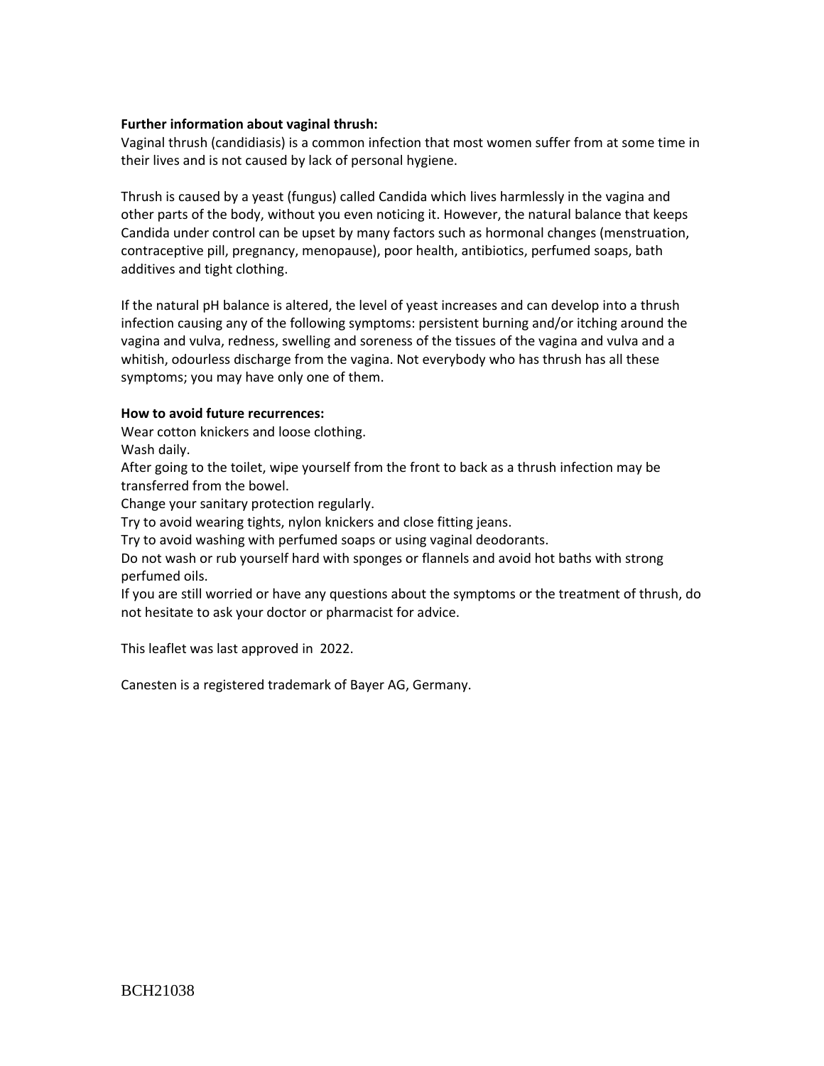**Further information about vaginal thrush:**

Vaginal thrush (candidiasis) is a common infection that most women suffer from at some time in their lives and is not caused by lack of personal hygiene.

Thrush is caused by a yeast (fungus) called Candida which lives harmlessly in the vagina and other parts of the body, without you even noticing it. However, the natural balance that keeps Candida under control can be upset by many factors such as hormonal changes (menstruation, contraceptive pill, pregnancy, menopause), poor health, antibiotics, perfumed soaps, bath additives and tight clothing.

If the natural pH balance is altered, the level of yeast increases and can develop into a thrush infection causing any of the following symptoms: persistent burning and/or itching around the vagina and vulva, redness, swelling and soreness of the tissues of the vagina and vulva and a whitish, odourless discharge from the vagina. Not everybody who has thrush has all these symptoms; you may have only one of them.

**How to avoid future recurrences:**

Wear cotton knickers and loose clothing.

Wash daily.

After going to the toilet, wipe yourself from the front to back as a thrush infection may be transferred from the bowel.

Change your sanitary protection regularly.

Try to avoid wearing tights, nylon knickers and close fitting jeans.

Try to avoid washing with perfumed soaps or using vaginal deodorants.

Do not wash or rub yourself hard with sponges or flannels and avoid hot baths with strong perfumed oils.

If you are still worried or have any questions about the symptoms or the treatment of thrush, do not hesitate to ask your doctor or pharmacist for advice.

This leaflet was last approved in 2022.

Canesten is a registered trademark of Bayer AG, Germany.

BCH21038